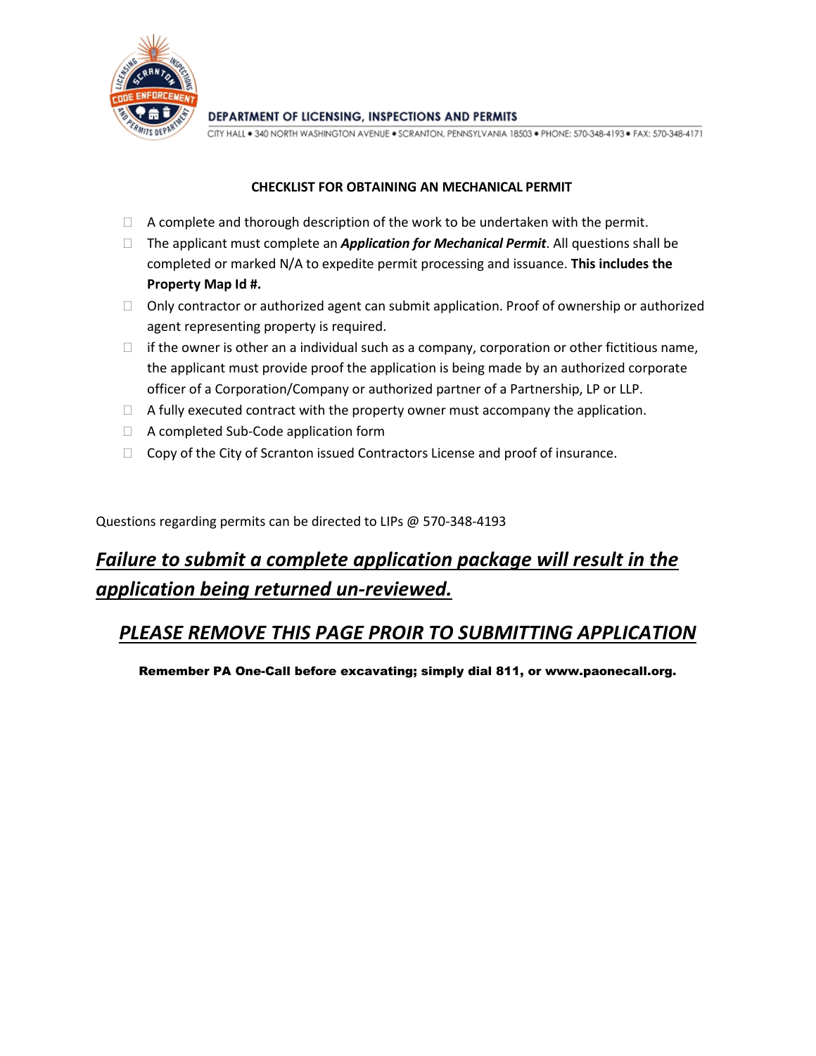DEPARTMENT OF LICENSING, INSPECTIONS AND PERMITS

CITY HALL • 340 NORTH WASHINGTON AVENUE • SCRANTON, PENNSYLVANIA 18503 • PHONE: 570-348-4193 • FAX: 570-348-4171

**CHECKLIST FOR OBTAINING AN MECHANICAL PERMIT**

- ☐ A complete and thorough description of the work to be undertaken with the permit.
- ☐ The applicant must complete an ***Application for Mechanical Permit***. All questions shall be completed or marked N/A to expedite permit processing and issuance. **This includes the Property Map Id #.**
- ☐ Only contractor or authorized agent can submit application. Proof of ownership or authorized agent representing property is required.
- ☐ if the owner is other an a individual such as a company, corporation or other fictitious name, the applicant must provide proof the application is being made by an authorized corporate officer of a Corporation/Company or authorized partner of a Partnership, LP or LLP.
- ☐ A fully executed contract with the property owner must accompany the application.
- ☐ A completed Sub-Code application form
- ☐ Copy of the City of Scranton issued Contractors License and proof of insurance.

Questions regarding permits can be directed to LIPs @ 570-348-4193

## ***<u>Failure to submit a complete application package will result in the application being returned un-reviewed.</u>***

## ***<u>PLEASE REMOVE THIS PAGE PROIR TO SUBMITTING APPLICATION</u>***

**Remember PA One-Call before excavating; simply dial 811, or www.paonecall.org.**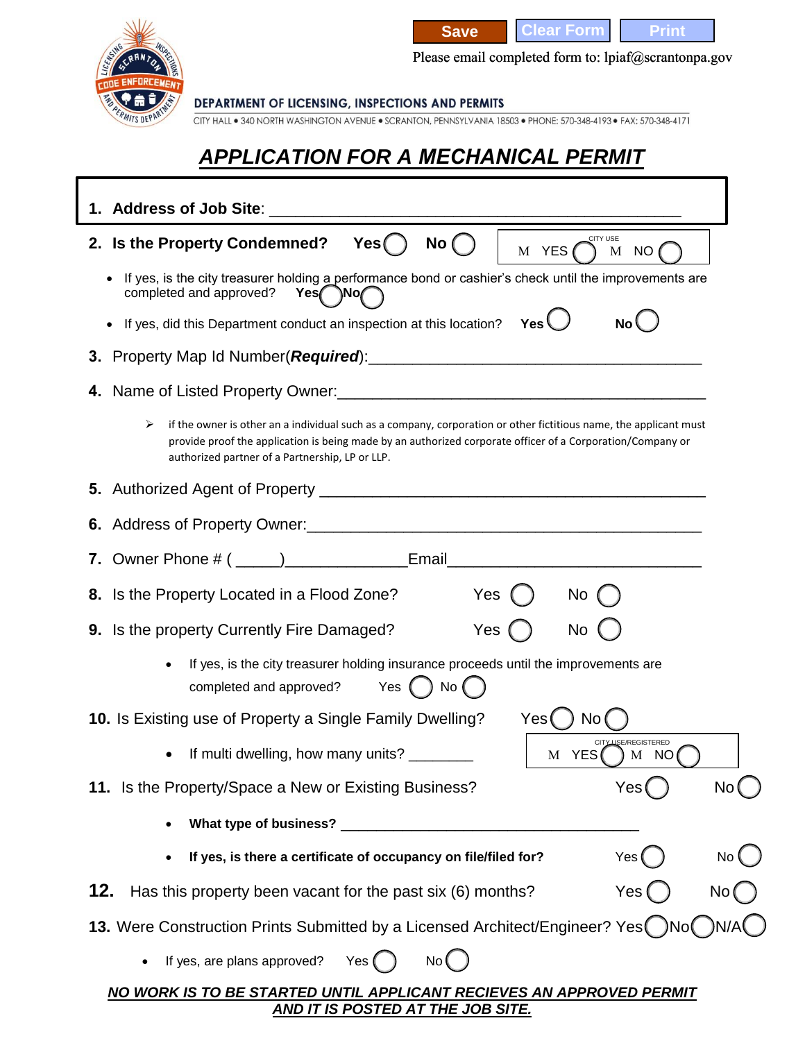Save | Clear Form | Print

Please email completed form to: lpiaf@scrantonpa.gov

DEPARTMENT OF LICENSING, INSPECTIONS AND PERMITS

CITY HALL • 340 NORTH WASHINGTON AVENUE • SCRANTON, PENNSYLVANIA 18503 • PHONE: 570-348-4193 • FAX: 570-348-4171

# *APPLICATION FOR A MECHANICAL PERMIT*

1. **Address of Job Site**: ______________________________________________

2. **Is the Property Condemned?** **Yes** ◯ **No** ◯ — CITY USE: M YES ◯ M NO ◯

   - If yes, is the city treasurer holding a performance bond or cashier's check until the improvements are completed and approved? **Yes** ◯ **No** ◯
   - If yes, did this Department conduct an inspection at this location? **Yes** ◯ **No** ◯

3. Property Map Id Number(***Required***):______________________________________

4. Name of Listed Property Owner:___________________________________________

   - if the owner is other an a individual such as a company, corporation or other fictitious name, the applicant must provide proof the application is being made by an authorized corporate officer of a Corporation/Company or authorized partner of a Partnership, LP or LLP.

5. Authorized Agent of Property ___________________________________________

6. Address of Property Owner:_____________________________________________

7. Owner Phone # ( _____)______________Email______________________________

8. Is the Property Located in a Flood Zone? Yes ◯ No ◯

9. Is the property Currently Fire Damaged? Yes ◯ No ◯

   - If yes, is the city treasurer holding insurance proceeds until the improvements are completed and approved? Yes ◯ No ◯

10. Is Existing use of Property a Single Family Dwelling? Yes ◯ No ◯

    - If multi dwelling, how many units? ________ — CITY USE/REGISTERED: M YES ◯ M NO ◯

11. Is the Property/Space a New or Existing Business? Yes ◯ No ◯

    - **What type of business?** ____________________________________
    - **If yes, is there a certificate of occupancy on file/filed for?** Yes ◯ No ◯

12. Has this property been vacant for the past six (6) months? Yes ◯ No ◯

13. Were Construction Prints Submitted by a Licensed Architect/Engineer? Yes ◯ No ◯ N/A ◯

    - If yes, are plans approved? Yes ◯ No ◯

***NO WORK IS TO BE STARTED UNTIL APPLICANT RECIEVES AN APPROVED PERMIT AND IT IS POSTED AT THE JOB SITE.***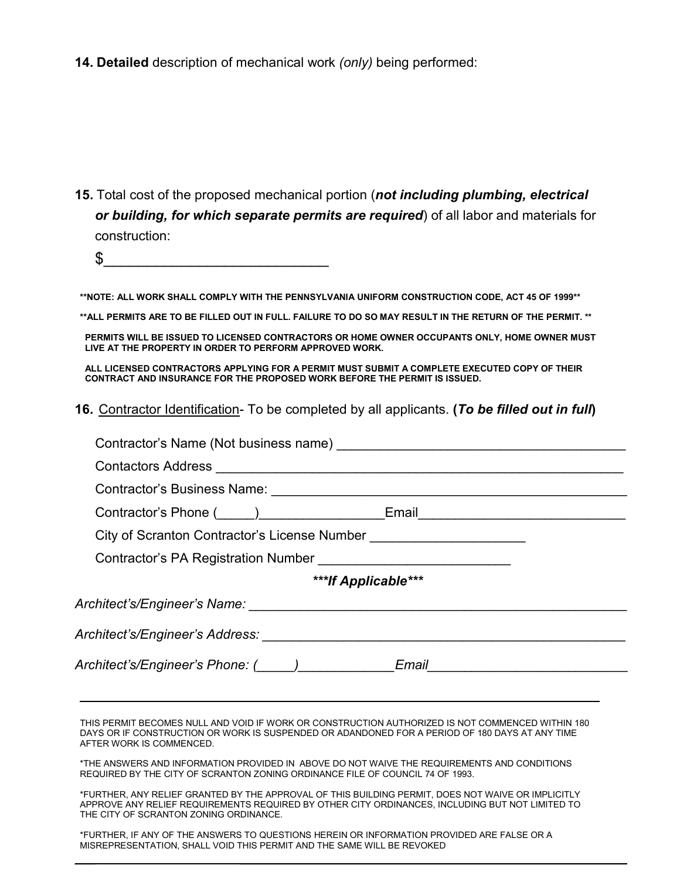**14. Detailed** description of mechanical work *(only)* being performed:

**15.** Total cost of the proposed mechanical portion (***not including plumbing, electrical or building, for which separate permits are required***) of all labor and materials for construction:

$____________________________

**\*\*NOTE: ALL WORK SHALL COMPLY WITH THE PENNSYLVANIA UNIFORM CONSTRUCTION CODE, ACT 45 OF 1999\*\***

**\*\*ALL PERMITS ARE TO BE FILLED OUT IN FULL. FAILURE TO DO SO MAY RESULT IN THE RETURN OF THE PERMIT. \*\***

**PERMITS WILL BE ISSUED TO LICENSED CONTRACTORS OR HOME OWNER OCCUPANTS ONLY, HOME OWNER MUST LIVE AT THE PROPERTY IN ORDER TO PERFORM APPROVED WORK.**

**ALL LICENSED CONTRACTORS APPLYING FOR A PERMIT MUST SUBMIT A COMPLETE EXECUTED COPY OF THEIR CONTRACT AND INSURANCE FOR THE PROPOSED WORK BEFORE THE PERMIT IS ISSUED.**

**16.** Contractor Identification- To be completed by all applicants. **(*To be filled out in full*)**

Contractor's Name (Not business name) ______________________________________

Contactors Address ______________________________________________________

Contractor's Business Name: _______________________________________________

Contractor's Phone (_____)________________Email___________________________

City of Scranton Contractor's License Number ____________________

Contractor's PA Registration Number ________________________

***\*\*\*If Applicable\*\*\****

*Architect's/Engineer's Name:* ______________________________________________

*Architect's/Engineer's Address:* ____________________________________________

*Architect's/Engineer's Phone: (_____)____________Email*__________________________

---

THIS PERMIT BECOMES NULL AND VOID IF WORK OR CONSTRUCTION AUTHORIZED IS NOT COMMENCED WITHIN 180 DAYS OR IF CONSTRUCTION OR WORK IS SUSPENDED OR ADANDONED FOR A PERIOD OF 180 DAYS AT ANY TIME AFTER WORK IS COMMENCED.

*THE ANSWERS AND INFORMATION PROVIDED IN ABOVE DO NOT WAIVE THE REQUIREMENTS AND CONDITIONS REQUIRED BY THE CITY OF SCRANTON ZONING ORDINANCE FILE OF COUNCIL 74 OF 1993.

*FURTHER, ANY RELIEF GRANTED BY THE APPROVAL OF THIS BUILDING PERMIT, DOES NOT WAIVE OR IMPLICITLY APPROVE ANY RELIEF REQUIREMENTS REQUIRED BY OTHER CITY ORDINANCES, INCLUDING BUT NOT LIMITED TO THE CITY OF SCRANTON ZONING ORDINANCE.

*FURTHER, IF ANY OF THE ANSWERS TO QUESTIONS HEREIN OR INFORMATION PROVIDED ARE FALSE OR A MISREPRESENTATION, SHALL VOID THIS PERMIT AND THE SAME WILL BE REVOKED

---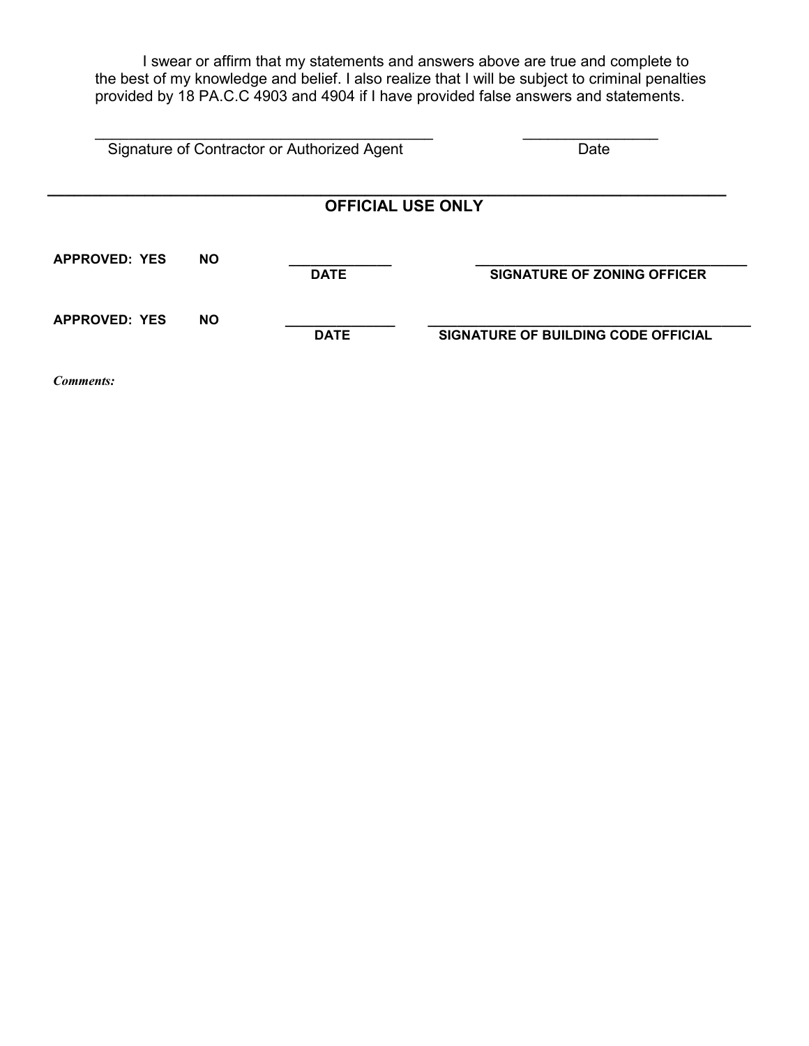I swear or affirm that my statements and answers above are true and complete to the best of my knowledge and belief. I also realize that I will be subject to criminal penalties provided by 18 PA.C.C 4903 and 4904 if I have provided false answers and statements.

_________________________________________ ________________
Signature of Contractor or Authorized Agent Date

---

## OFFICIAL USE ONLY

**APPROVED: YES NO** _____________ **DATE** ____________________________________ **SIGNATURE OF ZONING OFFICER**

**APPROVED: YES NO** _____________ **DATE** ____________________________________ **SIGNATURE OF BUILDING CODE OFFICIAL**

***Comments:***